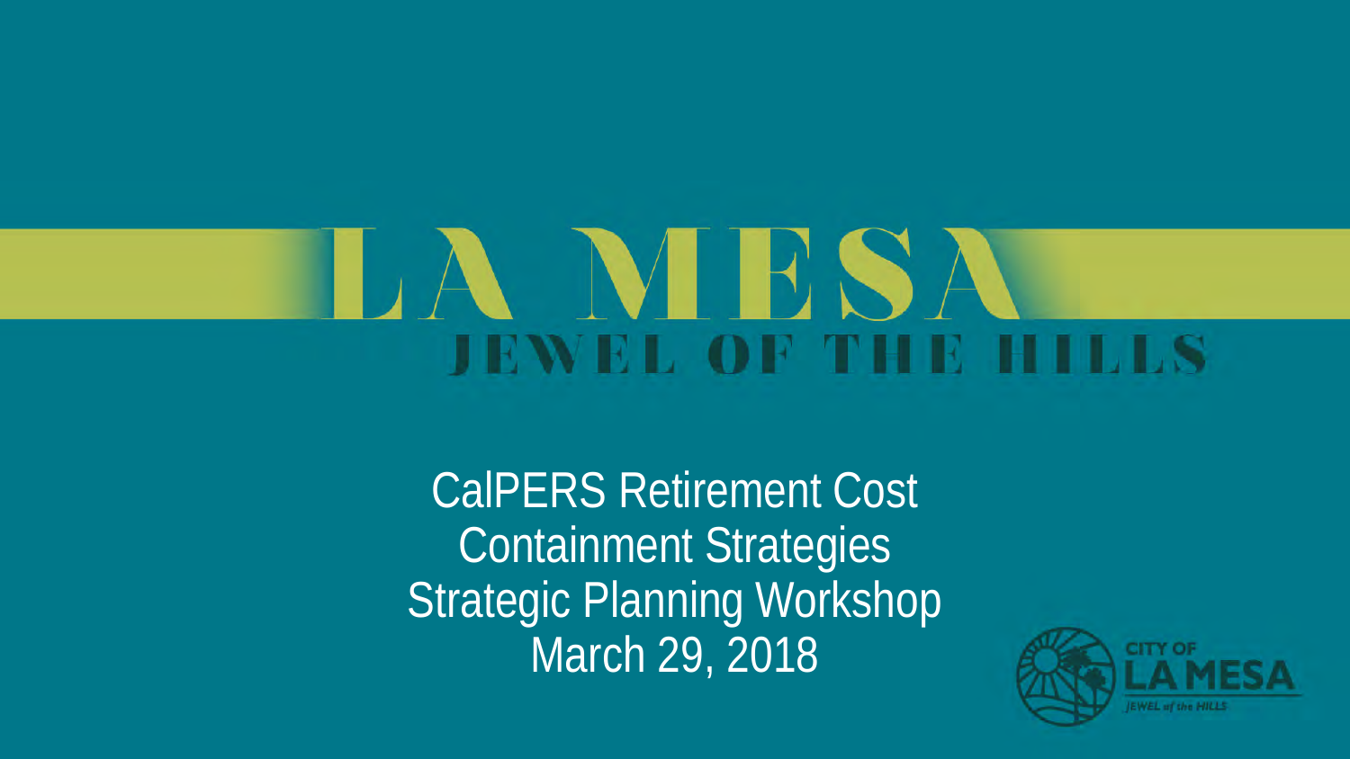# LA MESA

JEWEL OF THE HILLS

CalPERS Retirement Cost Containment Strategies
Strategic Planning Workshop
March 29, 2018

CITY OF LA MESA
JEWEL of the HILLS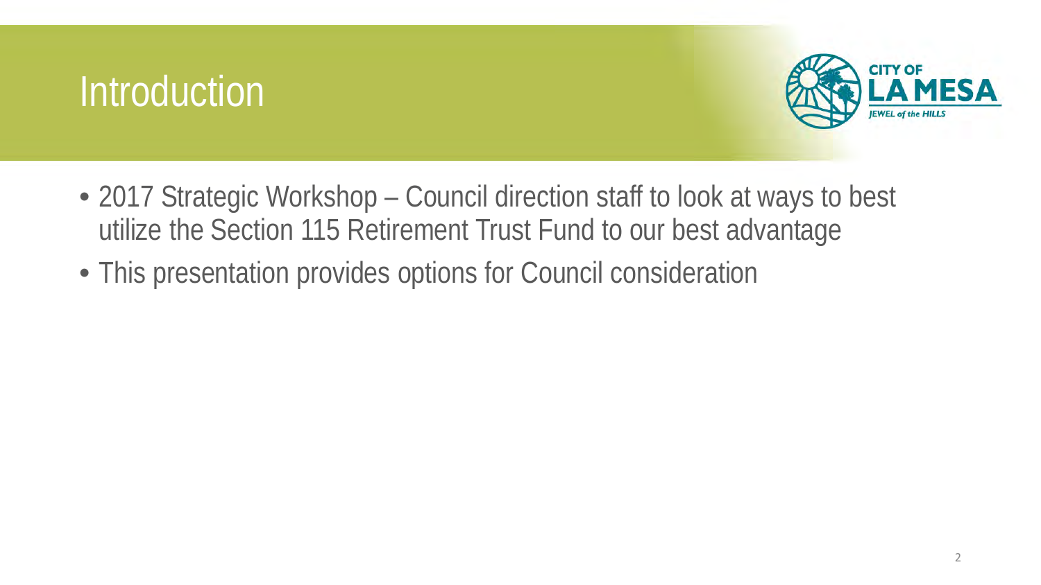# Introduction

- 2017 Strategic Workshop – Council direction staff to look at ways to best utilize the Section 115 Retirement Trust Fund to our best advantage
- This presentation provides options for Council consideration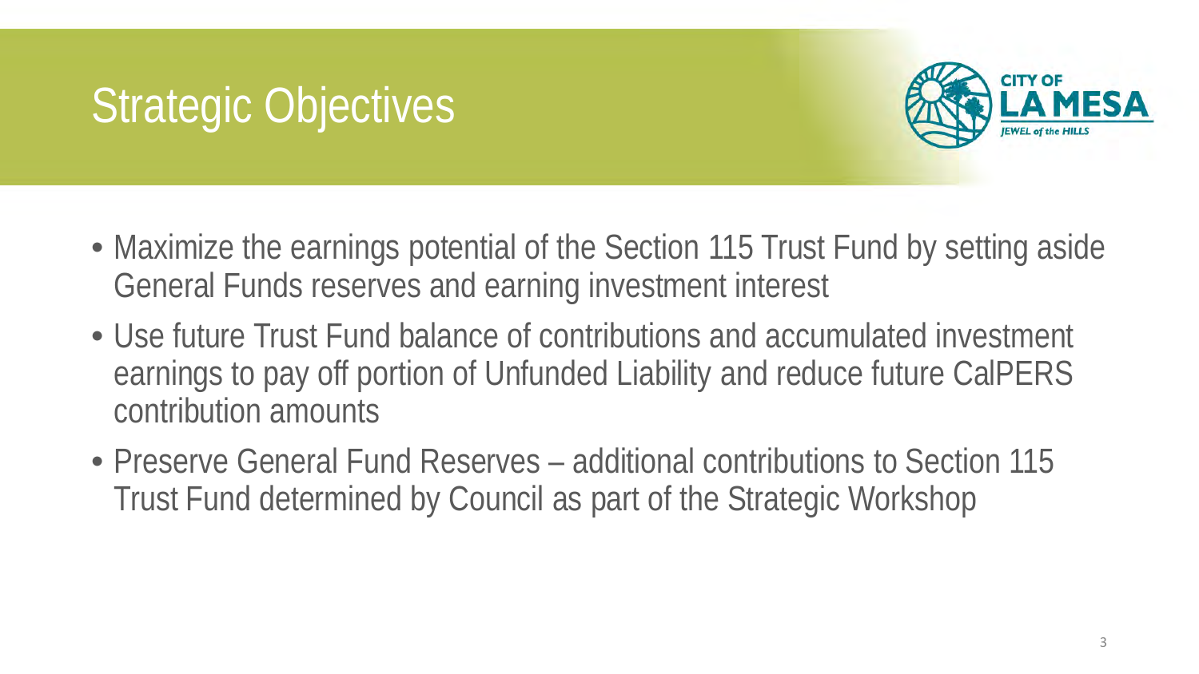# Strategic Objectives

- Maximize the earnings potential of the Section 115 Trust Fund by setting aside General Funds reserves and earning investment interest
- Use future Trust Fund balance of contributions and accumulated investment earnings to pay off portion of Unfunded Liability and reduce future CalPERS contribution amounts
- Preserve General Fund Reserves – additional contributions to Section 115 Trust Fund determined by Council as part of the Strategic Workshop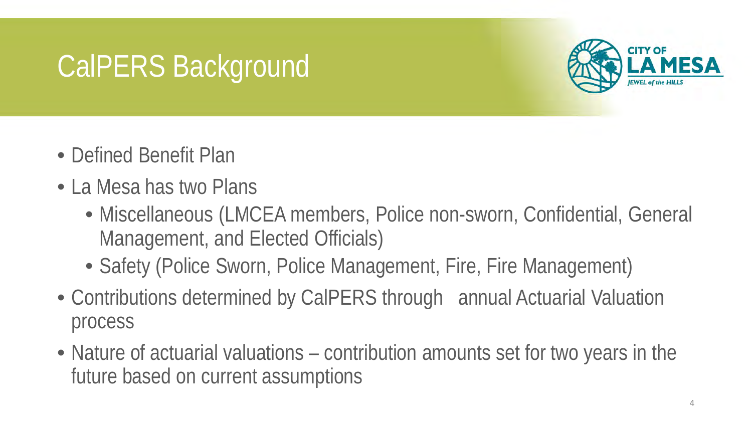# CalPERS Background

- Defined Benefit Plan
- La Mesa has two Plans
  - Miscellaneous (LMCEA members, Police non-sworn, Confidential, General Management, and Elected Officials)
  - Safety (Police Sworn, Police Management, Fire, Fire Management)
- Contributions determined by CalPERS through annual Actuarial Valuation process
- Nature of actuarial valuations – contribution amounts set for two years in the future based on current assumptions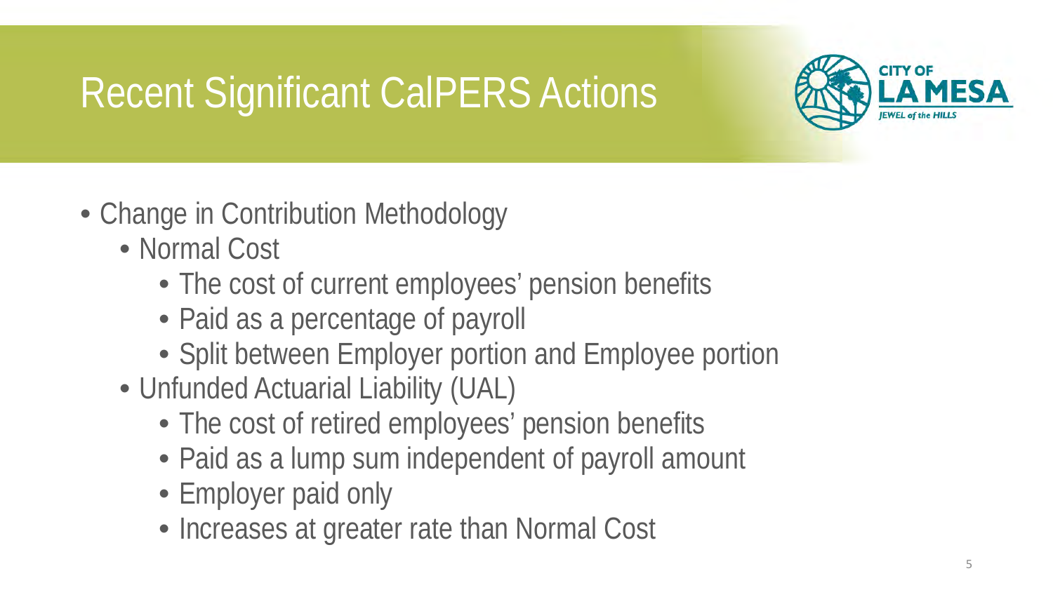# Recent Significant CalPERS Actions

- Change in Contribution Methodology
  - Normal Cost
    - The cost of current employees' pension benefits
    - Paid as a percentage of payroll
    - Split between Employer portion and Employee portion
  - Unfunded Actuarial Liability (UAL)
    - The cost of retired employees' pension benefits
    - Paid as a lump sum independent of payroll amount
    - Employer paid only
    - Increases at greater rate than Normal Cost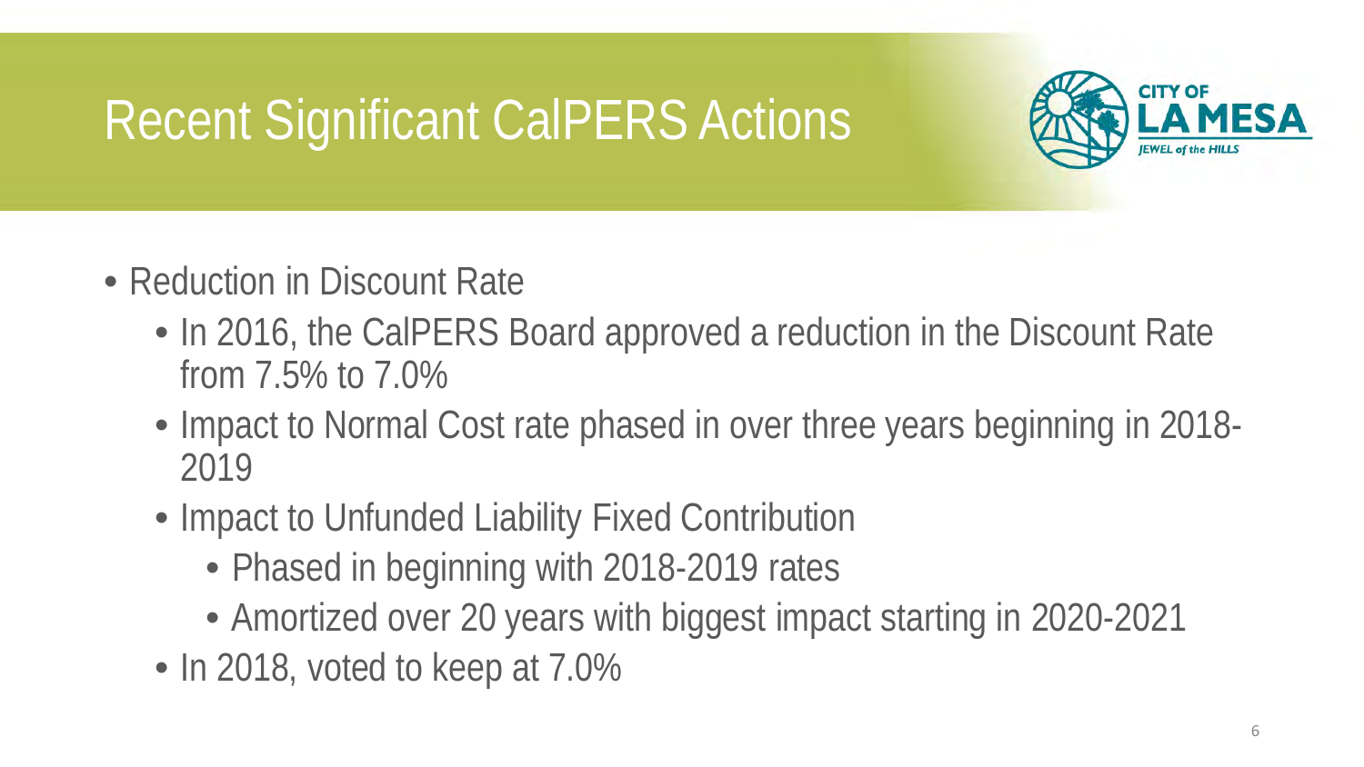# Recent Significant CalPERS Actions

- Reduction in Discount Rate
  - In 2016, the CalPERS Board approved a reduction in the Discount Rate from 7.5% to 7.0%
  - Impact to Normal Cost rate phased in over three years beginning in 2018-2019
  - Impact to Unfunded Liability Fixed Contribution
    - Phased in beginning with 2018-2019 rates
    - Amortized over 20 years with biggest impact starting in 2020-2021
  - In 2018, voted to keep at 7.0%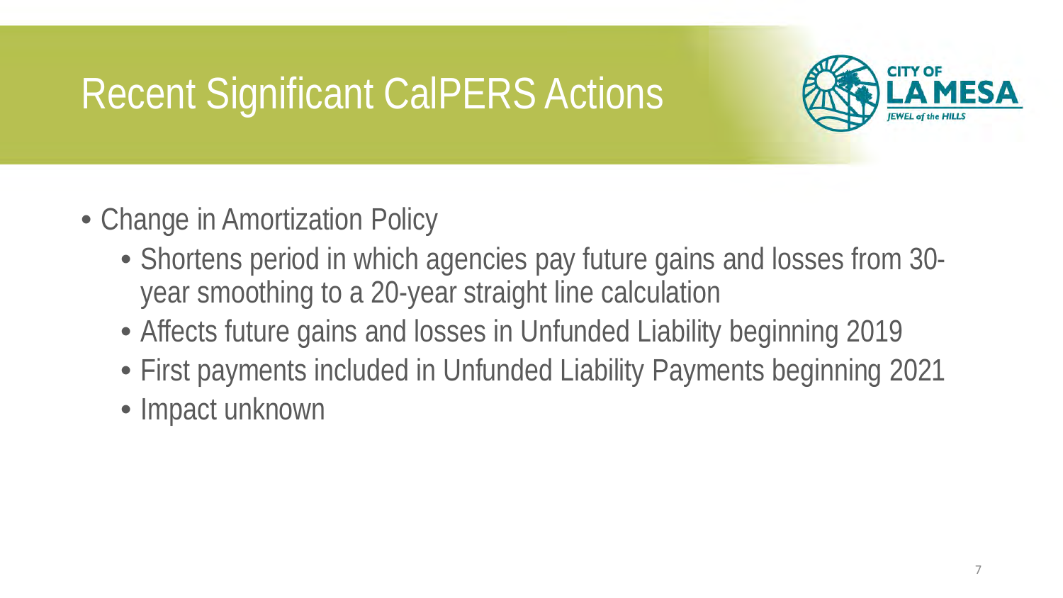# Recent Significant CalPERS Actions

- Change in Amortization Policy
  - Shortens period in which agencies pay future gains and losses from 30-year smoothing to a 20-year straight line calculation
  - Affects future gains and losses in Unfunded Liability beginning 2019
  - First payments included in Unfunded Liability Payments beginning 2021
  - Impact unknown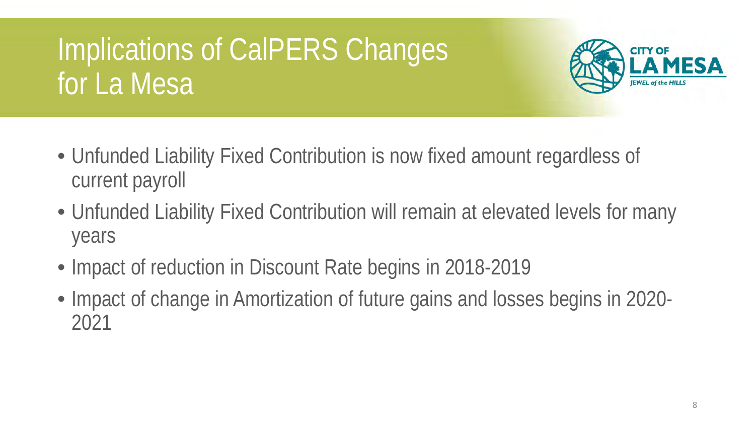# Implications of CalPERS Changes for La Mesa

- Unfunded Liability Fixed Contribution is now fixed amount regardless of current payroll
- Unfunded Liability Fixed Contribution will remain at elevated levels for many years
- Impact of reduction in Discount Rate begins in 2018-2019
- Impact of change in Amortization of future gains and losses begins in 2020-2021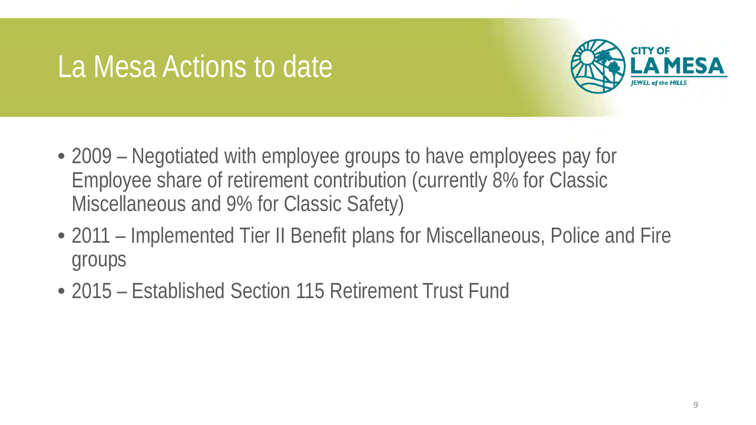# La Mesa Actions to date

- 2009 – Negotiated with employee groups to have employees pay for Employee share of retirement contribution (currently 8% for Classic Miscellaneous and 9% for Classic Safety)
- 2011 – Implemented Tier II Benefit plans for Miscellaneous, Police and Fire groups
- 2015 – Established Section 115 Retirement Trust Fund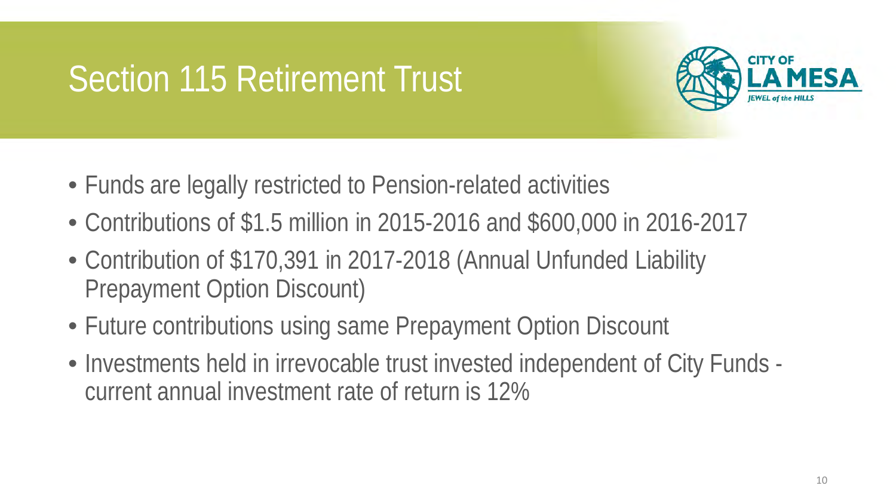# Section 115 Retirement Trust

- Funds are legally restricted to Pension-related activities
- Contributions of $1.5 million in 2015-2016 and $600,000 in 2016-2017
- Contribution of $170,391 in 2017-2018 (Annual Unfunded Liability Prepayment Option Discount)
- Future contributions using same Prepayment Option Discount
- Investments held in irrevocable trust invested independent of City Funds - current annual investment rate of return is 12%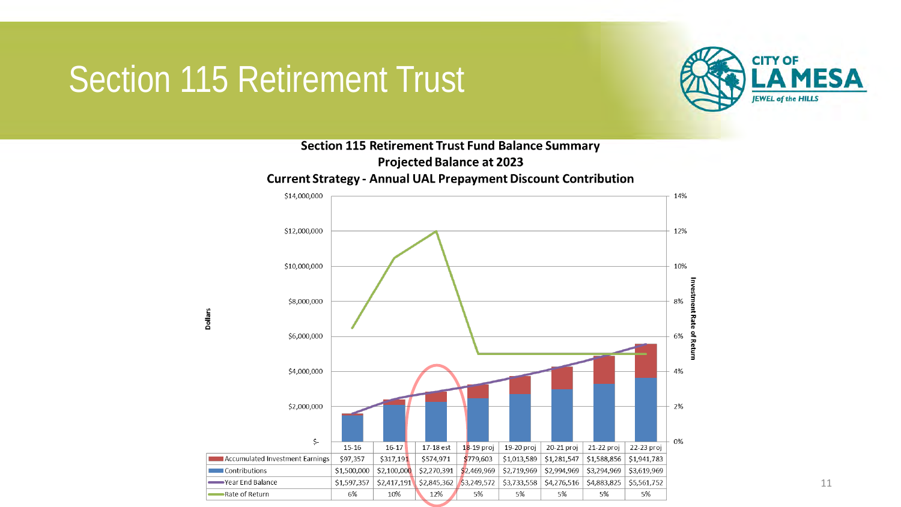# Section 115 Retirement Trust

**Section 115 Retirement Trust Fund Balance Summary**
**Projected Balance at 2023**
**Current Strategy - Annual UAL Prepayment Discount Contribution**

| | 15-16 | 16-17 | 17-18 est | 18-19 proj | 19-20 proj | 20-21 proj | 21-22 proj | 22-23 proj |
|---|---|---|---|---|---|---|---|---|
| Accumulated Investment Earnings | $97,357 | $317,191 | $574,971 | $779,603 | $1,013,589 | $1,281,547 | $1,588,856 | $1,941,783 |
| Contributions | $1,500,000 | $2,100,000 | $2,270,391 | $2,469,969 | $2,719,969 | $2,994,969 | $3,294,969 | $3,619,969 |
| Year End Balance | $1,597,357 | $2,417,191 | $2,845,362 | $3,249,572 | $3,733,558 | $4,276,516 | $4,883,825 | $5,561,752 |
| Rate of Return | 6% | 10% | 12% | 5% | 5% | 5% | 5% | 5% |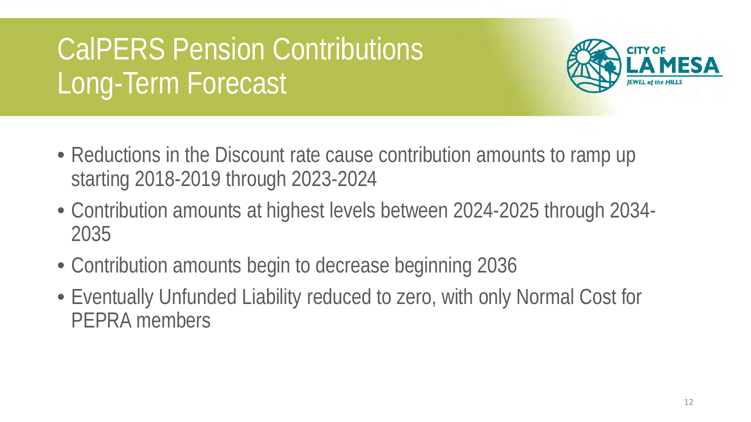# CalPERS Pension Contributions Long-Term Forecast

- Reductions in the Discount rate cause contribution amounts to ramp up starting 2018-2019 through 2023-2024
- Contribution amounts at highest levels between 2024-2025 through 2034-2035
- Contribution amounts begin to decrease beginning 2036
- Eventually Unfunded Liability reduced to zero, with only Normal Cost for PEPRA members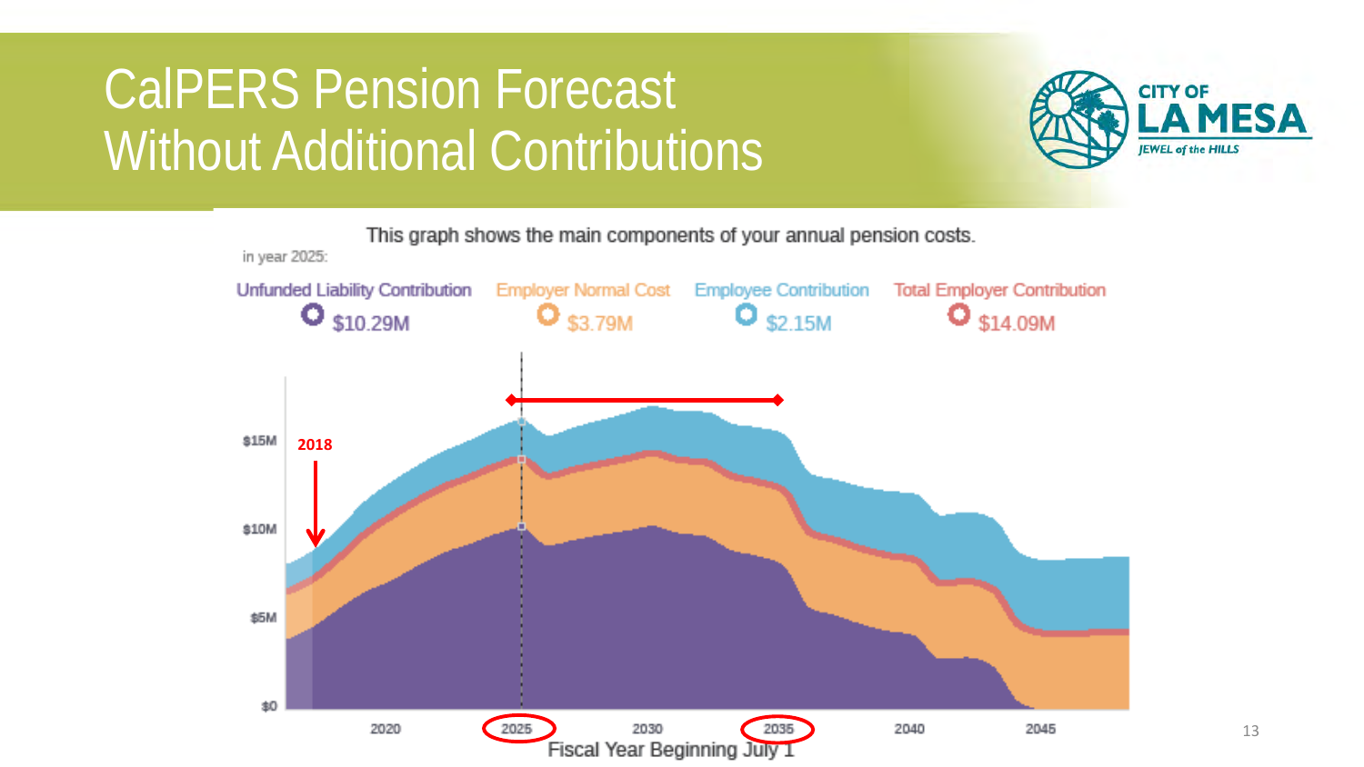# CalPERS Pension Forecast Without Additional Contributions

This graph shows the main components of your annual pension costs.

in year 2025:

| Unfunded Liability Contribution | Employer Normal Cost | Employee Contribution | Total Employer Contribution |
|---|---|---|---|
| $10.29M | $3.79M | $2.15M | $14.09M |

$15M

$10M

$5M

$0

2018

2020 2025 2030 2035 2040 2045

Fiscal Year Beginning July 1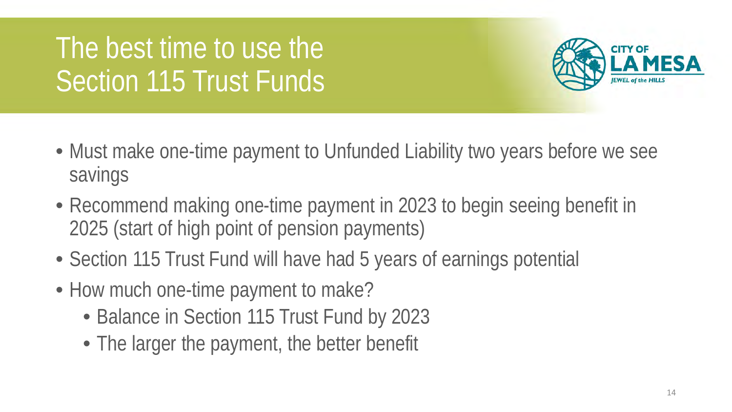# The best time to use the Section 115 Trust Funds

- Must make one-time payment to Unfunded Liability two years before we see savings
- Recommend making one-time payment in 2023 to begin seeing benefit in 2025 (start of high point of pension payments)
- Section 115 Trust Fund will have had 5 years of earnings potential
- How much one-time payment to make?
  - Balance in Section 115 Trust Fund by 2023
  - The larger the payment, the better benefit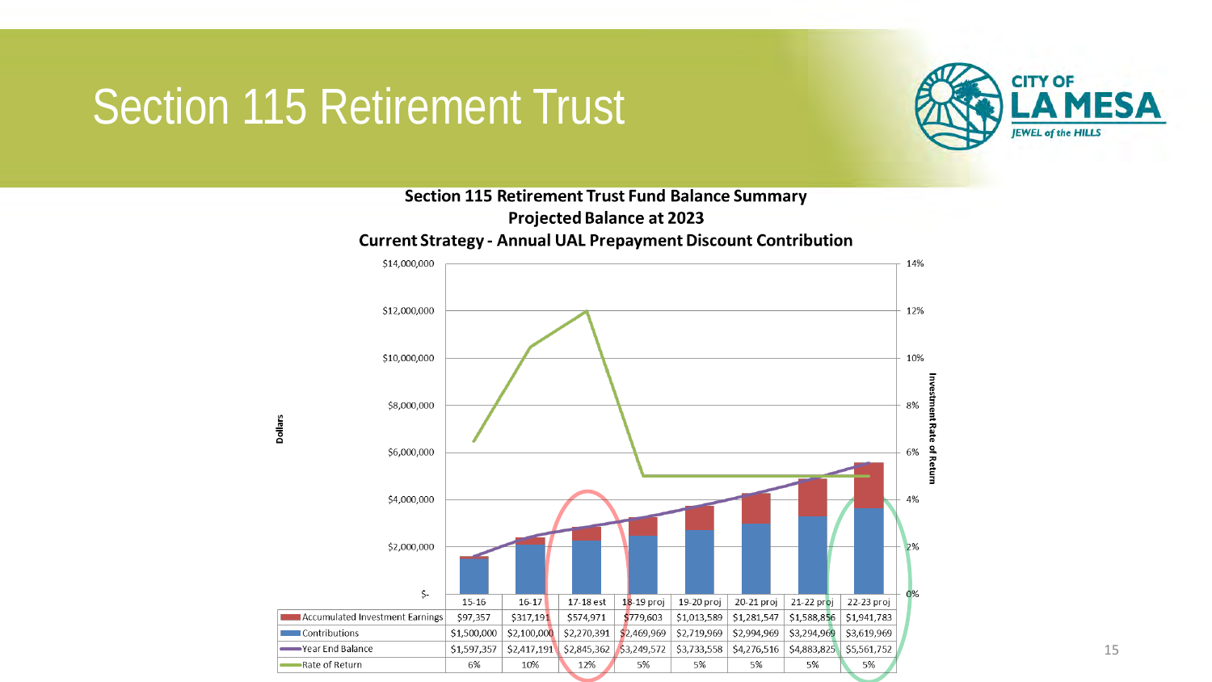# Section 115 Retirement Trust

**Section 115 Retirement Trust Fund Balance Summary**
**Projected Balance at 2023**
**Current Strategy - Annual UAL Prepayment Discount Contribution**

| | 15-16 | 16-17 | 17-18 est | 18-19 proj | 19-20 proj | 20-21 proj | 21-22 proj | 22-23 proj |
|---|---|---|---|---|---|---|---|---|
| Accumulated Investment Earnings | $97,357 | $317,191 | $574,971 | $779,603 | $1,013,589 | $1,281,547 | $1,588,856 | $1,941,783 |
| Contributions | $1,500,000 | $2,100,000 | $2,270,391 | $2,469,969 | $2,719,969 | $2,994,969 | $3,294,969 | $3,619,969 |
| Year End Balance | $1,597,357 | $2,417,191 | $2,845,362 | $3,249,572 | $3,733,558 | $4,276,516 | $4,883,825 | $5,561,752 |
| Rate of Return | 6% | 10% | 12% | 5% | 5% | 5% | 5% | 5% |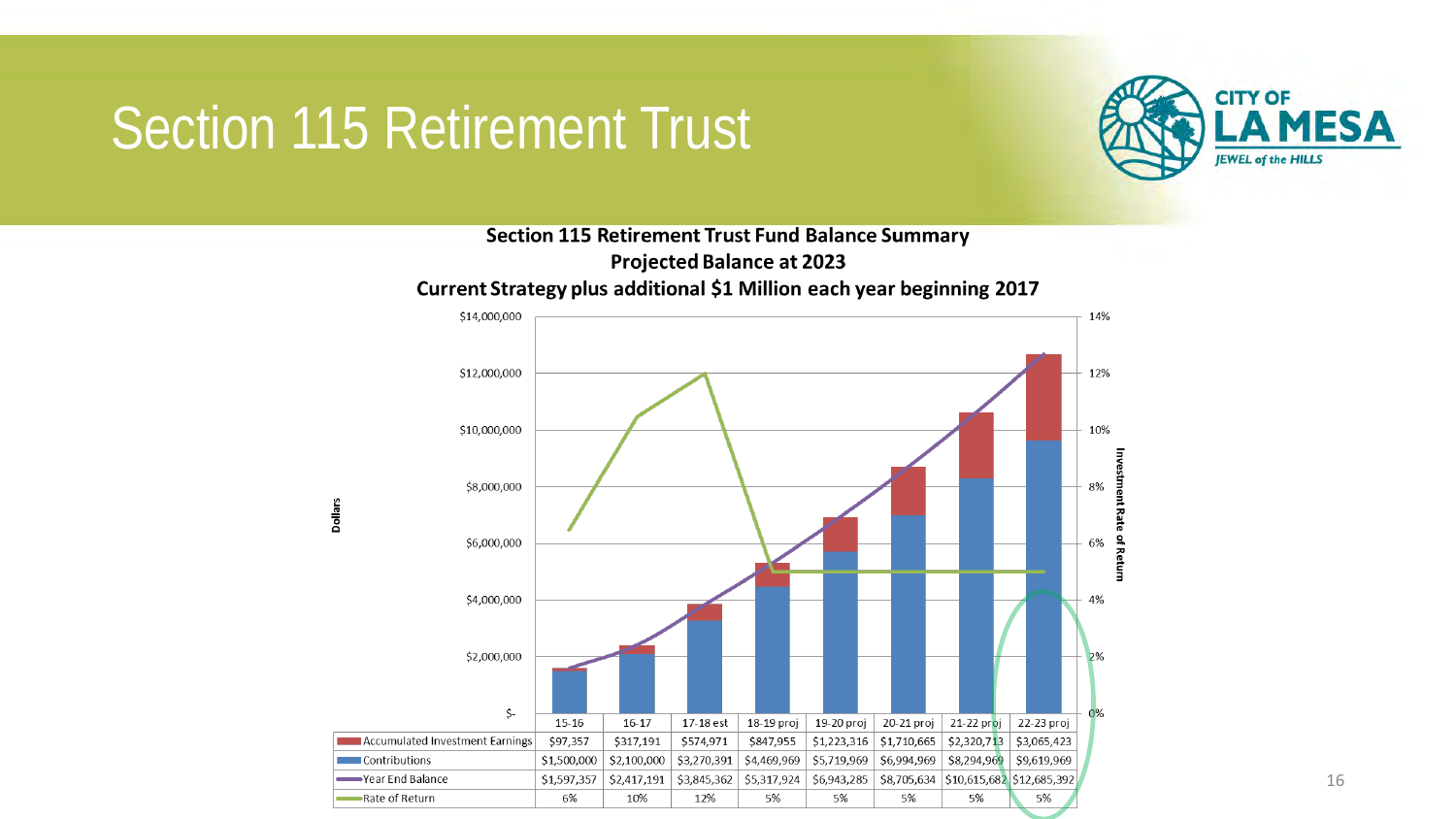# Section 115 Retirement Trust

**Section 115 Retirement Trust Fund Balance Summary**
**Projected Balance at 2023**
**Current Strategy plus additional $1 Million each year beginning 2017**

| | 15-16 | 16-17 | 17-18 est | 18-19 proj | 19-20 proj | 20-21 proj | 21-22 proj | 22-23 proj |
|---|---|---|---|---|---|---|---|---|
| Accumulated Investment Earnings | $97,357 | $317,191 | $574,971 | $847,955 | $1,223,316 | $1,710,665 | $2,320,713 | $3,065,423 |
| Contributions | $1,500,000 | $2,100,000 | $3,270,391 | $4,469,969 | $5,719,969 | $6,994,969 | $8,294,969 | $9,619,969 |
| Year End Balance | $1,597,357 | $2,417,191 | $3,845,362 | $5,317,924 | $6,943,285 | $8,705,634 | $10,615,682 | $12,685,392 |
| Rate of Return | 6% | 10% | 12% | 5% | 5% | 5% | 5% | 5% |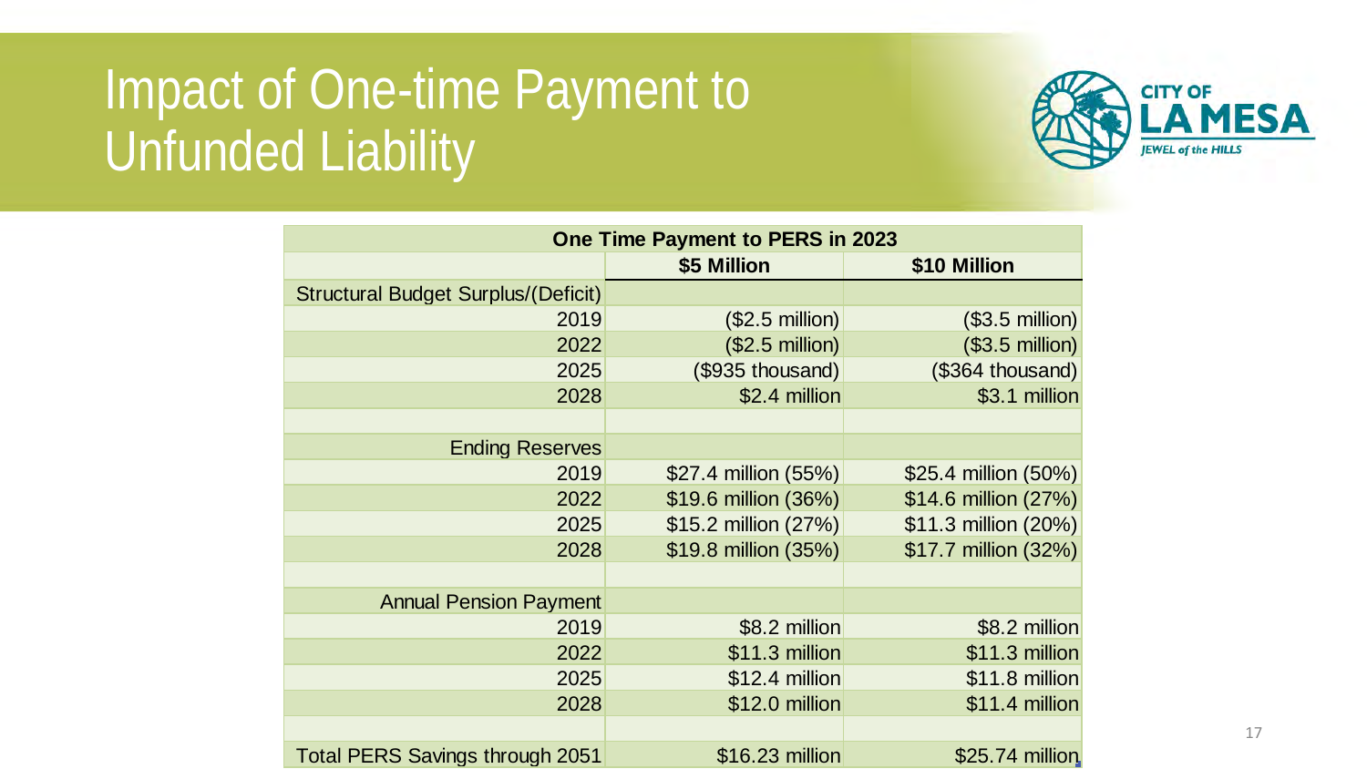# Impact of One-time Payment to Unfunded Liability

| One Time Payment to PERS in 2023 | | |
|---|---|---|
| | **$5 Million** | **$10 Million** |
| Structural Budget Surplus/(Deficit) | | |
| 2019 | ($2.5 million) | ($3.5 million) |
| 2022 | ($2.5 million) | ($3.5 million) |
| 2025 | ($935 thousand) | ($364 thousand) |
| 2028 | $2.4 million | $3.1 million |
| | | |
| Ending Reserves | | |
| 2019 | $27.4 million (55%) | $25.4 million (50%) |
| 2022 | $19.6 million (36%) | $14.6 million (27%) |
| 2025 | $15.2 million (27%) | $11.3 million (20%) |
| 2028 | $19.8 million (35%) | $17.7 million (32%) |
| | | |
| Annual Pension Payment | | |
| 2019 | $8.2 million | $8.2 million |
| 2022 | $11.3 million | $11.3 million |
| 2025 | $12.4 million | $11.8 million |
| 2028 | $12.0 million | $11.4 million |
| | | |
| Total PERS Savings through 2051 | $16.23 million | $25.74 million |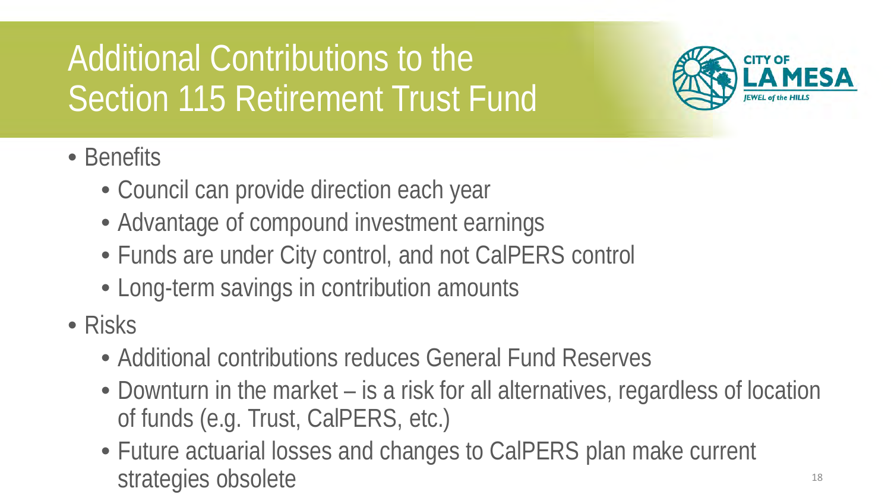# Additional Contributions to the Section 115 Retirement Trust Fund

- Benefits
  - Council can provide direction each year
  - Advantage of compound investment earnings
  - Funds are under City control, and not CalPERS control
  - Long-term savings in contribution amounts
- Risks
  - Additional contributions reduces General Fund Reserves
  - Downturn in the market – is a risk for all alternatives, regardless of location of funds (e.g. Trust, CalPERS, etc.)
  - Future actuarial losses and changes to CalPERS plan make current strategies obsolete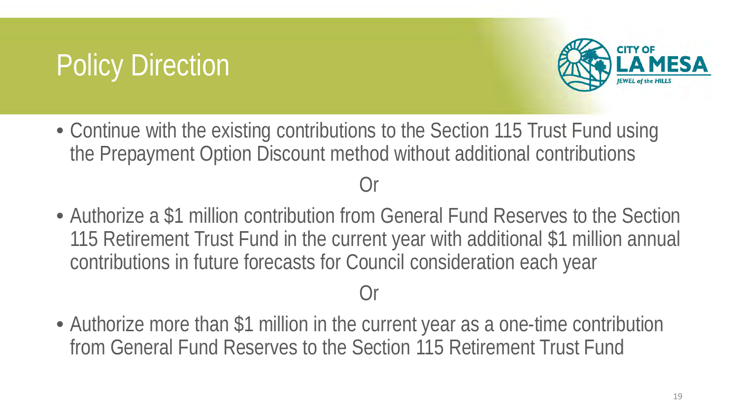# Policy Direction

CITY OF LA MESA
JEWEL of the HILLS

- Continue with the existing contributions to the Section 115 Trust Fund using the Prepayment Option Discount method without additional contributions

Or

- Authorize a $1 million contribution from General Fund Reserves to the Section 115 Retirement Trust Fund in the current year with additional $1 million annual contributions in future forecasts for Council consideration each year

Or

- Authorize more than $1 million in the current year as a one-time contribution from General Fund Reserves to the Section 115 Retirement Trust Fund